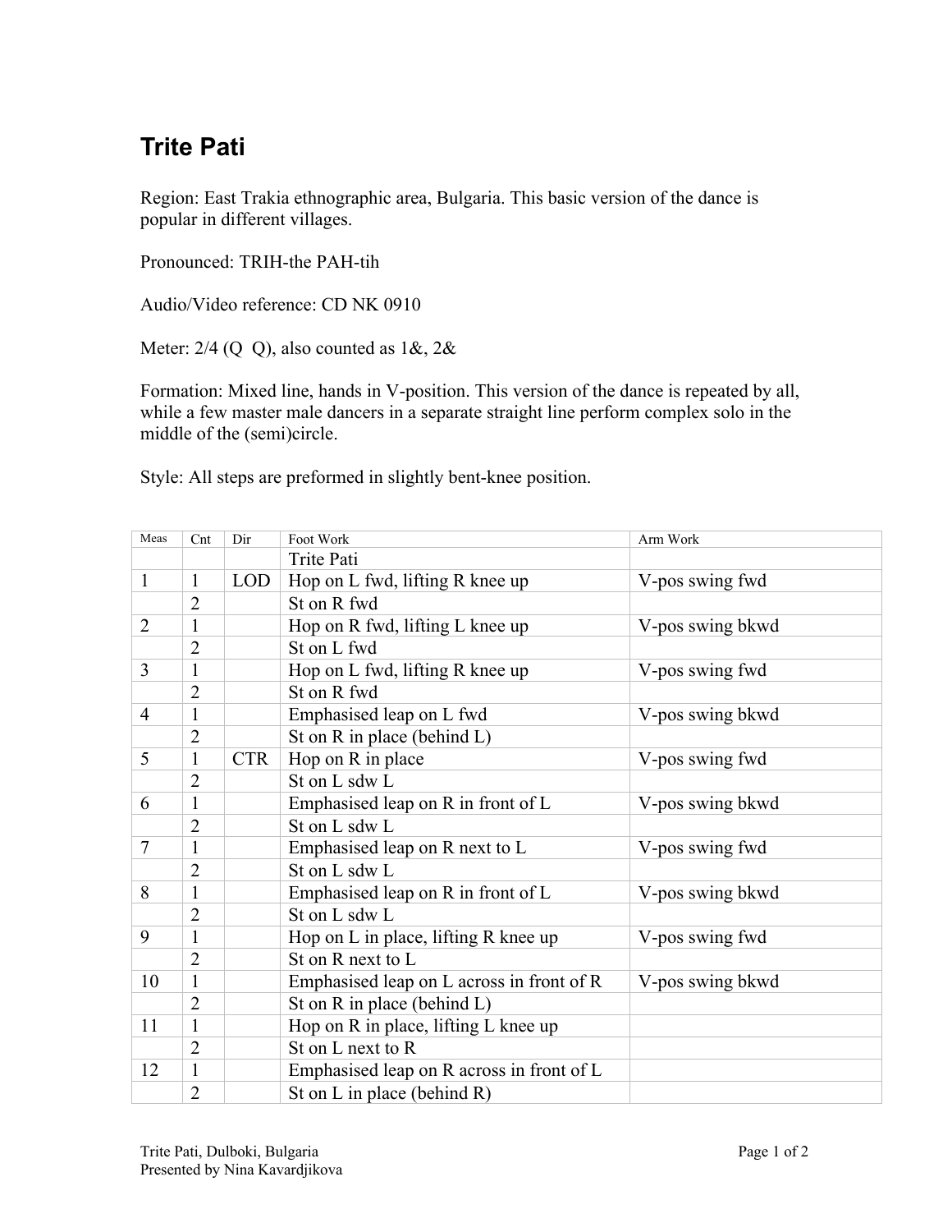# Trite Pati

Region: East Trakia ethnographic area, Bulgaria. This basic version of the dance is popular in different villages.

Pronounced: TRIH-the PAH-tih

Audio/Video reference: CD NK 0910

Meter: 2/4 (Q Q), also counted as 1&, 2&

Formation: Mixed line, hands in V-position. This version of the dance is repeated by all, while a few master male dancers in a separate straight line perform complex solo in the middle of the (semi)circle.

Style: All steps are preformed in slightly bent-knee position.

| Meas | Cnt | Dir | Foot Work | Arm Work |
|---|---|---|---|---|
| | | | Trite Pati | |
| 1 | 1 | LOD | Hop on L fwd, lifting R knee up | V-pos swing fwd |
| | 2 | | St on R fwd | |
| 2 | 1 | | Hop on R fwd, lifting L knee up | V-pos swing bkwd |
| | 2 | | St on L fwd | |
| 3 | 1 | | Hop on L fwd, lifting R knee up | V-pos swing fwd |
| | 2 | | St on R fwd | |
| 4 | 1 | | Emphasised leap on L fwd | V-pos swing bkwd |
| | 2 | | St on R in place (behind L) | |
| 5 | 1 | CTR | Hop on R in place | V-pos swing fwd |
| | 2 | | St on L sdw L | |
| 6 | 1 | | Emphasised leap on R in front of L | V-pos swing bkwd |
| | 2 | | St on L sdw L | |
| 7 | 1 | | Emphasised leap on R next to L | V-pos swing fwd |
| | 2 | | St on L sdw L | |
| 8 | 1 | | Emphasised leap on R in front of L | V-pos swing bkwd |
| | 2 | | St on L sdw L | |
| 9 | 1 | | Hop on L in place, lifting R knee up | V-pos swing fwd |
| | 2 | | St on R next to L | |
| 10 | 1 | | Emphasised leap on L across in front of R | V-pos swing bkwd |
| | 2 | | St on R in place (behind L) | |
| 11 | 1 | | Hop on R in place, lifting L knee up | |
| | 2 | | St on L next to R | |
| 12 | 1 | | Emphasised leap on R across in front of L | |
| | 2 | | St on L in place (behind R) | |

Trite Pati, Dulboki, Bulgaria
Presented by Nina Kavardjikova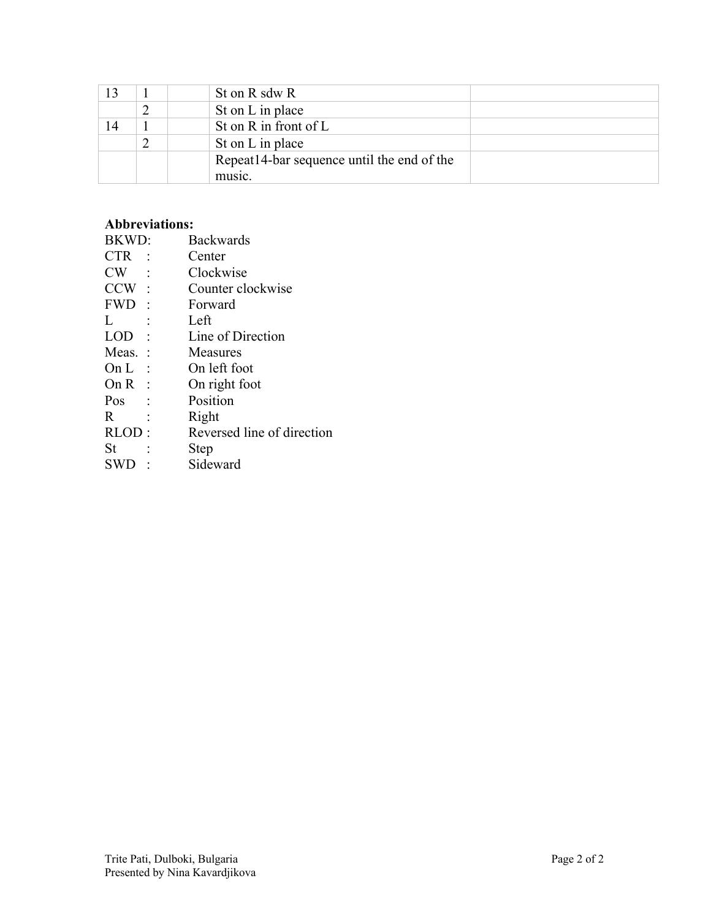| | | | | |
|---|---|---|---|---|
| 13 | 1 | | St on R sdw R | |
| | 2 | | St on L in place | |
| 14 | 1 | | St on R in front of L | |
| | 2 | | St on L in place | |
| | | | Repeat14-bar sequence until the end of the music. | |

**Abbreviations:**

BKWD: Backwards
CTR : Center
CW : Clockwise
CCW : Counter clockwise
FWD : Forward
L : Left
LOD : Line of Direction
Meas. : Measures
On L : On left foot
On R : On right foot
Pos : Position
R : Right
RLOD : Reversed line of direction
St : Step
SWD : Sideward

Trite Pati, Dulboki, Bulgaria
Presented by Nina Kavardjikova